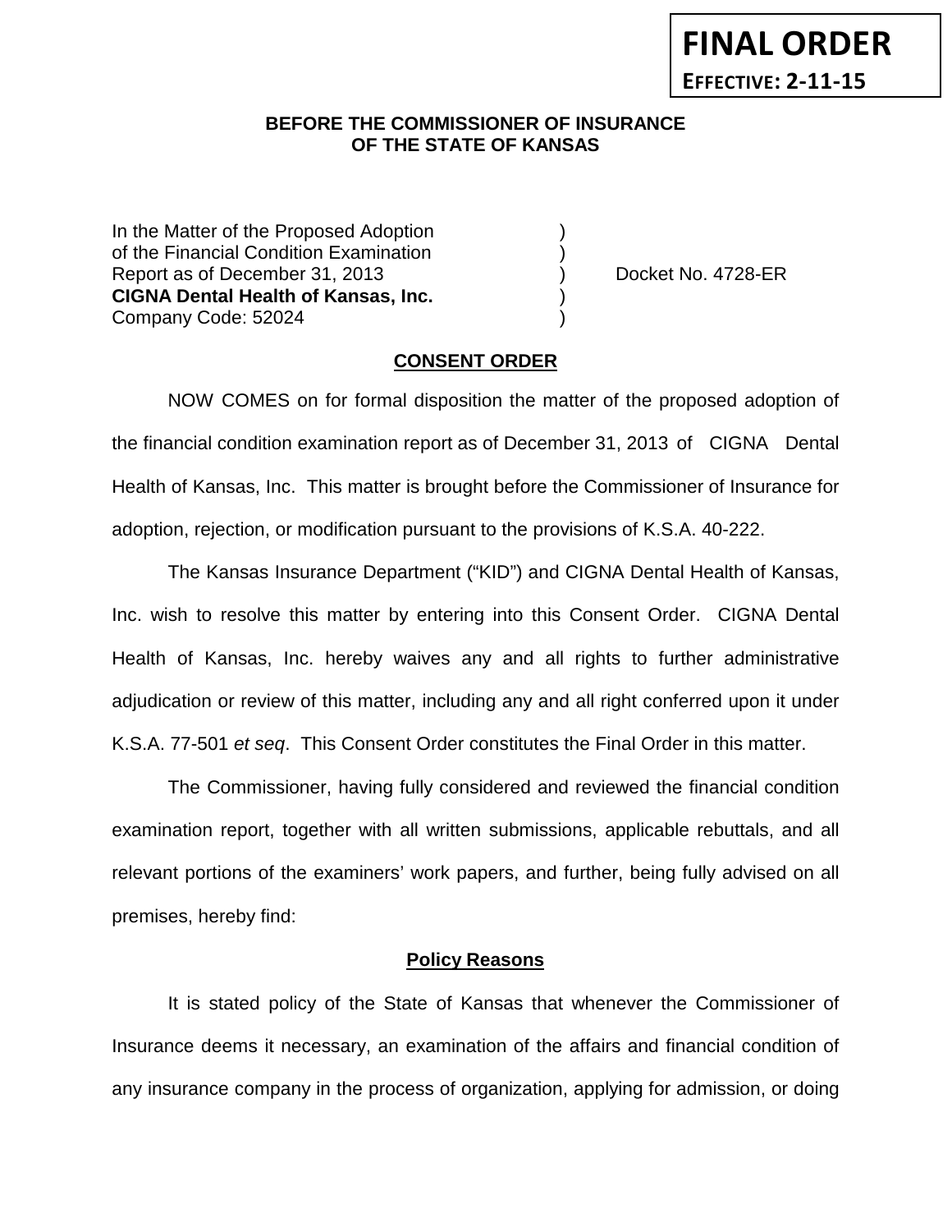**FINAL ORDER**
**EFFECTIVE: 2-11-15**

**BEFORE THE COMMISSIONER OF INSURANCE**
**OF THE STATE OF KANSAS**

| | | |
|---|---|---|
| In the Matter of the Proposed Adoption | ) | |
| of the Financial Condition Examination | ) | |
| Report as of December 31, 2013 | ) | Docket No. 4728-ER |
| **CIGNA Dental Health of Kansas, Inc.** | ) | |
| Company Code: 52024 | ) | |

## CONSENT ORDER

NOW COMES on for formal disposition the matter of the proposed adoption of the financial condition examination report as of December 31, 2013 of CIGNA Dental Health of Kansas, Inc. This matter is brought before the Commissioner of Insurance for adoption, rejection, or modification pursuant to the provisions of K.S.A. 40-222.

The Kansas Insurance Department ("KID") and CIGNA Dental Health of Kansas, Inc. wish to resolve this matter by entering into this Consent Order. CIGNA Dental Health of Kansas, Inc. hereby waives any and all rights to further administrative adjudication or review of this matter, including any and all right conferred upon it under K.S.A. 77-501 *et seq*. This Consent Order constitutes the Final Order in this matter.

The Commissioner, having fully considered and reviewed the financial condition examination report, together with all written submissions, applicable rebuttals, and all relevant portions of the examiners' work papers, and further, being fully advised on all premises, hereby find:

## Policy Reasons

It is stated policy of the State of Kansas that whenever the Commissioner of Insurance deems it necessary, an examination of the affairs and financial condition of any insurance company in the process of organization, applying for admission, or doing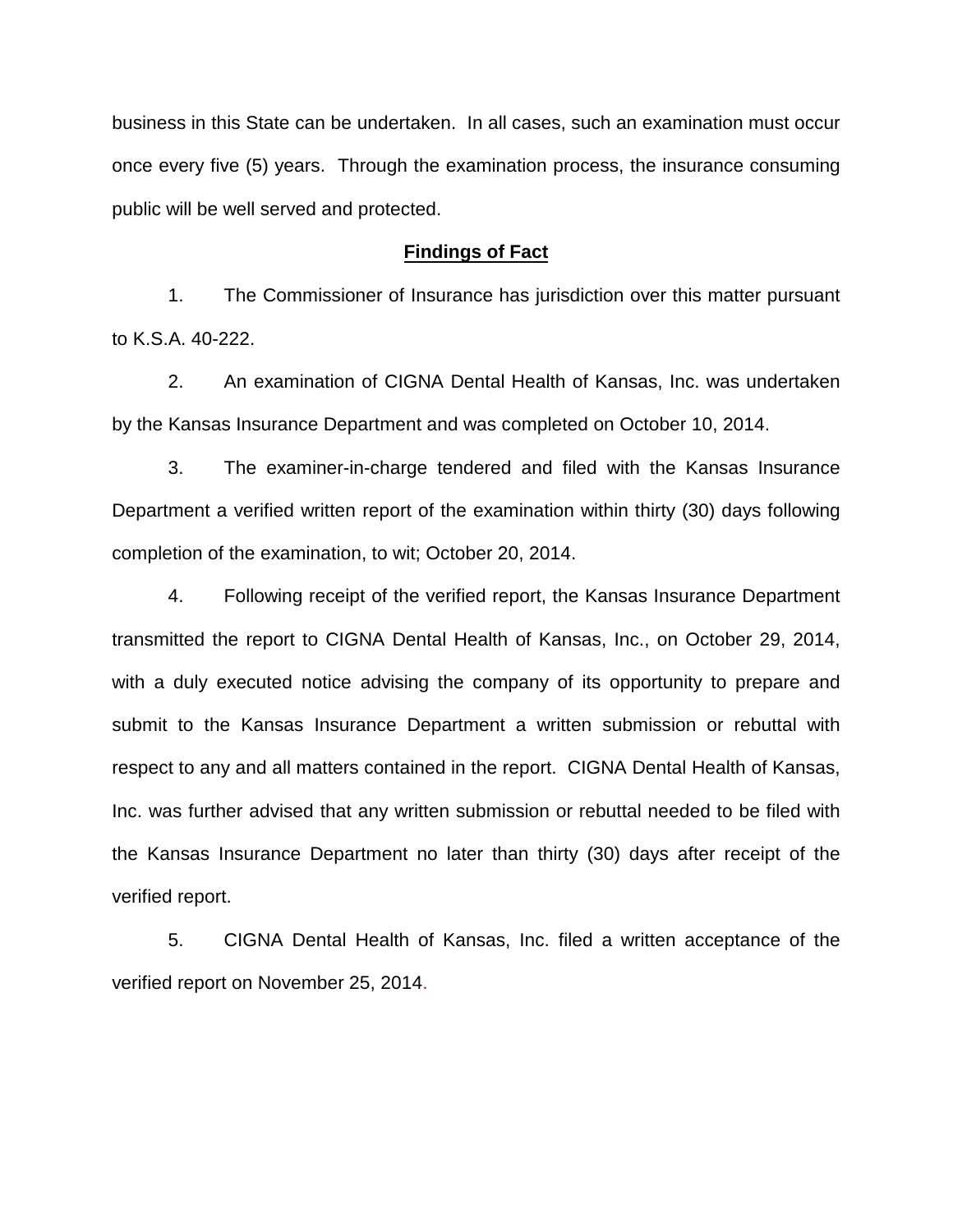business in this State can be undertaken. In all cases, such an examination must occur once every five (5) years. Through the examination process, the insurance consuming public will be well served and protected.

**Findings of Fact**

1. The Commissioner of Insurance has jurisdiction over this matter pursuant to K.S.A. 40-222.

2. An examination of CIGNA Dental Health of Kansas, Inc. was undertaken by the Kansas Insurance Department and was completed on October 10, 2014.

3. The examiner-in-charge tendered and filed with the Kansas Insurance Department a verified written report of the examination within thirty (30) days following completion of the examination, to wit; October 20, 2014.

4. Following receipt of the verified report, the Kansas Insurance Department transmitted the report to CIGNA Dental Health of Kansas, Inc., on October 29, 2014, with a duly executed notice advising the company of its opportunity to prepare and submit to the Kansas Insurance Department a written submission or rebuttal with respect to any and all matters contained in the report. CIGNA Dental Health of Kansas, Inc. was further advised that any written submission or rebuttal needed to be filed with the Kansas Insurance Department no later than thirty (30) days after receipt of the verified report.

5. CIGNA Dental Health of Kansas, Inc. filed a written acceptance of the verified report on November 25, 2014.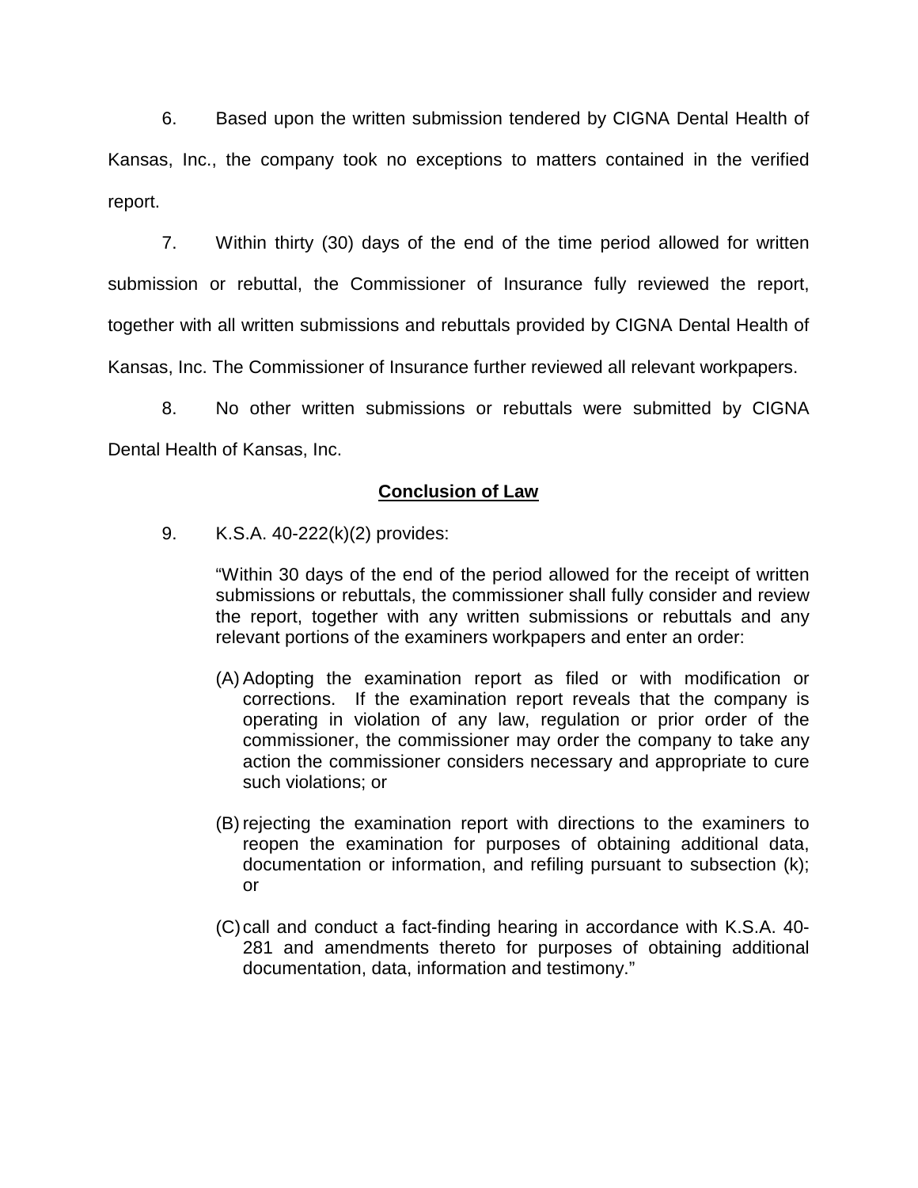6. Based upon the written submission tendered by CIGNA Dental Health of Kansas, Inc., the company took no exceptions to matters contained in the verified report.

7. Within thirty (30) days of the end of the time period allowed for written submission or rebuttal, the Commissioner of Insurance fully reviewed the report, together with all written submissions and rebuttals provided by CIGNA Dental Health of Kansas, Inc. The Commissioner of Insurance further reviewed all relevant workpapers.

8. No other written submissions or rebuttals were submitted by CIGNA Dental Health of Kansas, Inc.

**Conclusion of Law**

9. K.S.A. 40-222(k)(2) provides:

> "Within 30 days of the end of the period allowed for the receipt of written submissions or rebuttals, the commissioner shall fully consider and review the report, together with any written submissions or rebuttals and any relevant portions of the examiners workpapers and enter an order:
>
> (A) Adopting the examination report as filed or with modification or corrections. If the examination report reveals that the company is operating in violation of any law, regulation or prior order of the commissioner, the commissioner may order the company to take any action the commissioner considers necessary and appropriate to cure such violations; or
>
> (B) rejecting the examination report with directions to the examiners to reopen the examination for purposes of obtaining additional data, documentation or information, and refiling pursuant to subsection (k); or
>
> (C) call and conduct a fact-finding hearing in accordance with K.S.A. 40-281 and amendments thereto for purposes of obtaining additional documentation, data, information and testimony."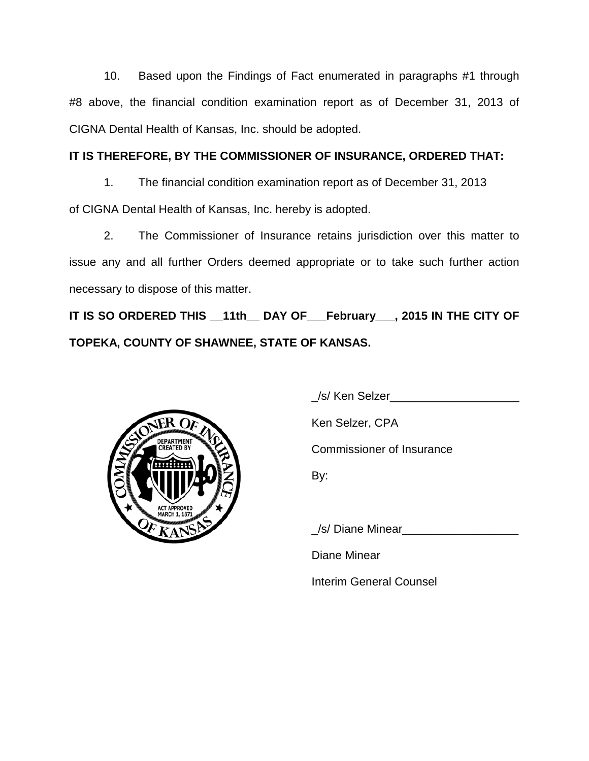10. Based upon the Findings of Fact enumerated in paragraphs #1 through #8 above, the financial condition examination report as of December 31, 2013 of CIGNA Dental Health of Kansas, Inc. should be adopted.

**IT IS THEREFORE, BY THE COMMISSIONER OF INSURANCE, ORDERED THAT:**

1. The financial condition examination report as of December 31, 2013 of CIGNA Dental Health of Kansas, Inc. hereby is adopted.

2. The Commissioner of Insurance retains jurisdiction over this matter to issue any and all further Orders deemed appropriate or to take such further action necessary to dispose of this matter.

**IT IS SO ORDERED THIS __11th__ DAY OF___February___, 2015 IN THE CITY OF TOPEKA, COUNTY OF SHAWNEE, STATE OF KANSAS.**

_/s/ Ken Selzer____________________

Ken Selzer, CPA

Commissioner of Insurance

By:

_/s/ Diane Minear__________________

Diane Minear

Interim General Counsel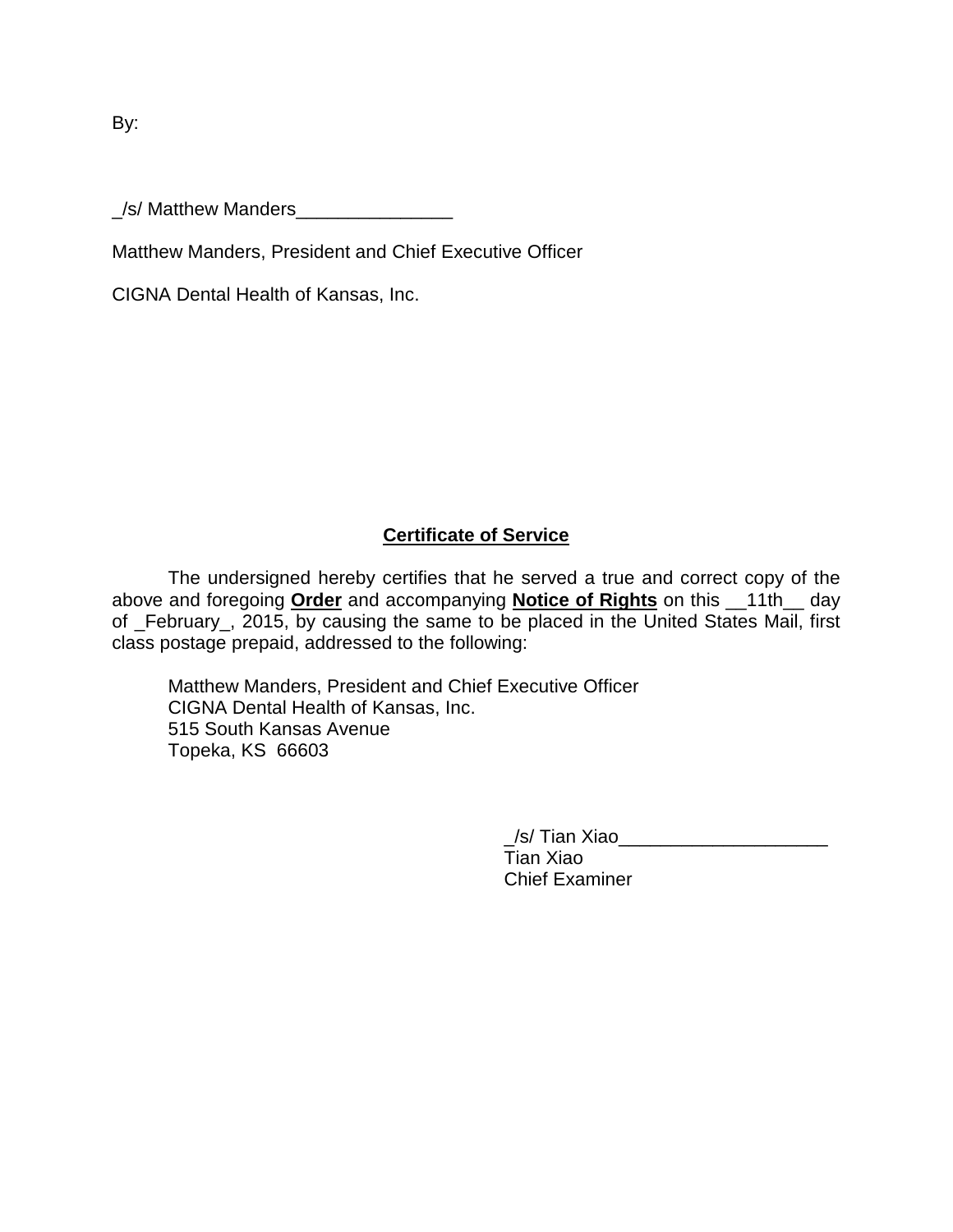By:

_/s/ Matthew Manders_______________

Matthew Manders, President and Chief Executive Officer

CIGNA Dental Health of Kansas, Inc.

**Certificate of Service**

The undersigned hereby certifies that he served a true and correct copy of the above and foregoing **Order** and accompanying **Notice of Rights** on this __11th__ day of _February_, 2015, by causing the same to be placed in the United States Mail, first class postage prepaid, addressed to the following:

Matthew Manders, President and Chief Executive Officer
CIGNA Dental Health of Kansas, Inc.
515 South Kansas Avenue
Topeka, KS 66603

_/s/ Tian Xiao____________________
Tian Xiao
Chief Examiner